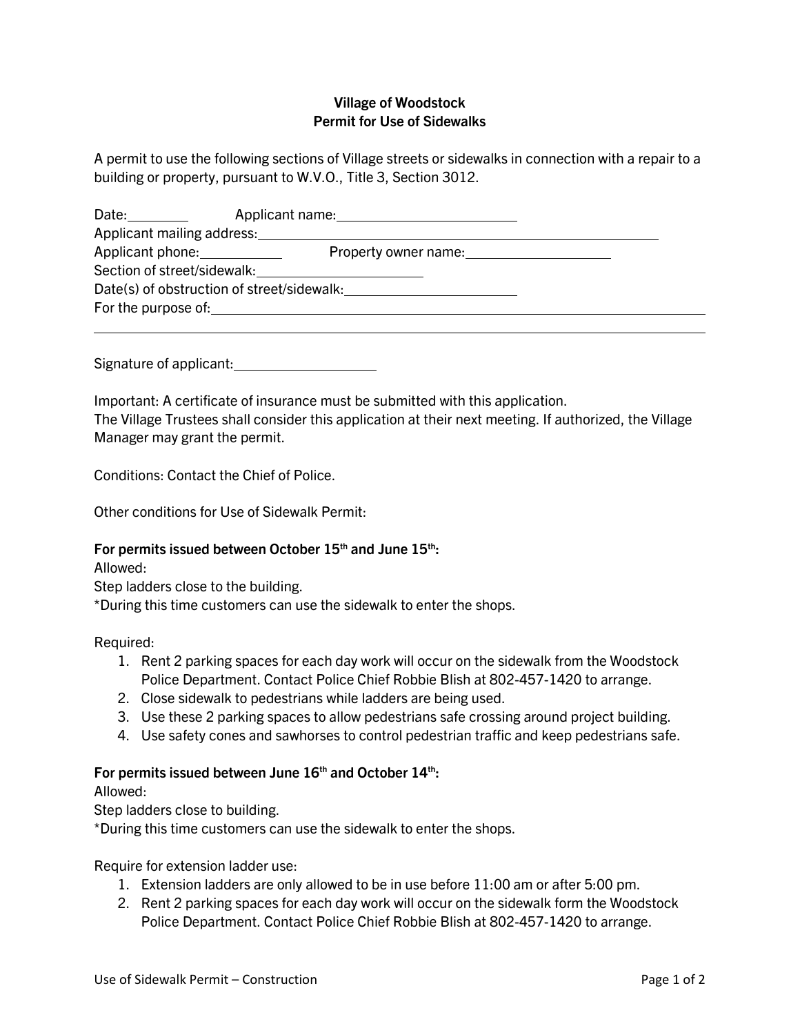**Village of Woodstock**
**Permit for Use of Sidewalks**

A permit to use the following sections of Village streets or sidewalks in connection with a repair to a building or property, pursuant to W.V.O., Title 3, Section 3012.

Date:________ Applicant name:________________________

Applicant mailing address:____________________________________________

Applicant phone:__________ Property owner name:__________________

Section of street/sidewalk:____________________

Date(s) of obstruction of street/sidewalk:____________________

For the purpose of:____________________________________________________

______________________________________________________________________

Signature of applicant:__________________

Important: A certificate of insurance must be submitted with this application.
The Village Trustees shall consider this application at their next meeting. If authorized, the Village Manager may grant the permit.

Conditions: Contact the Chief of Police.

Other conditions for Use of Sidewalk Permit:

**For permits issued between October 15th and June 15th:**

Allowed:
Step ladders close to the building.
*During this time customers can use the sidewalk to enter the shops.

Required:

1. Rent 2 parking spaces for each day work will occur on the sidewalk from the Woodstock Police Department. Contact Police Chief Robbie Blish at 802-457-1420 to arrange.
2. Close sidewalk to pedestrians while ladders are being used.
3. Use these 2 parking spaces to allow pedestrians safe crossing around project building.
4. Use safety cones and sawhorses to control pedestrian traffic and keep pedestrians safe.

**For permits issued between June 16th and October 14th:**

Allowed:
Step ladders close to building.
*During this time customers can use the sidewalk to enter the shops.

Require for extension ladder use:

1. Extension ladders are only allowed to be in use before 11:00 am or after 5:00 pm.
2. Rent 2 parking spaces for each day work will occur on the sidewalk form the Woodstock Police Department. Contact Police Chief Robbie Blish at 802-457-1420 to arrange.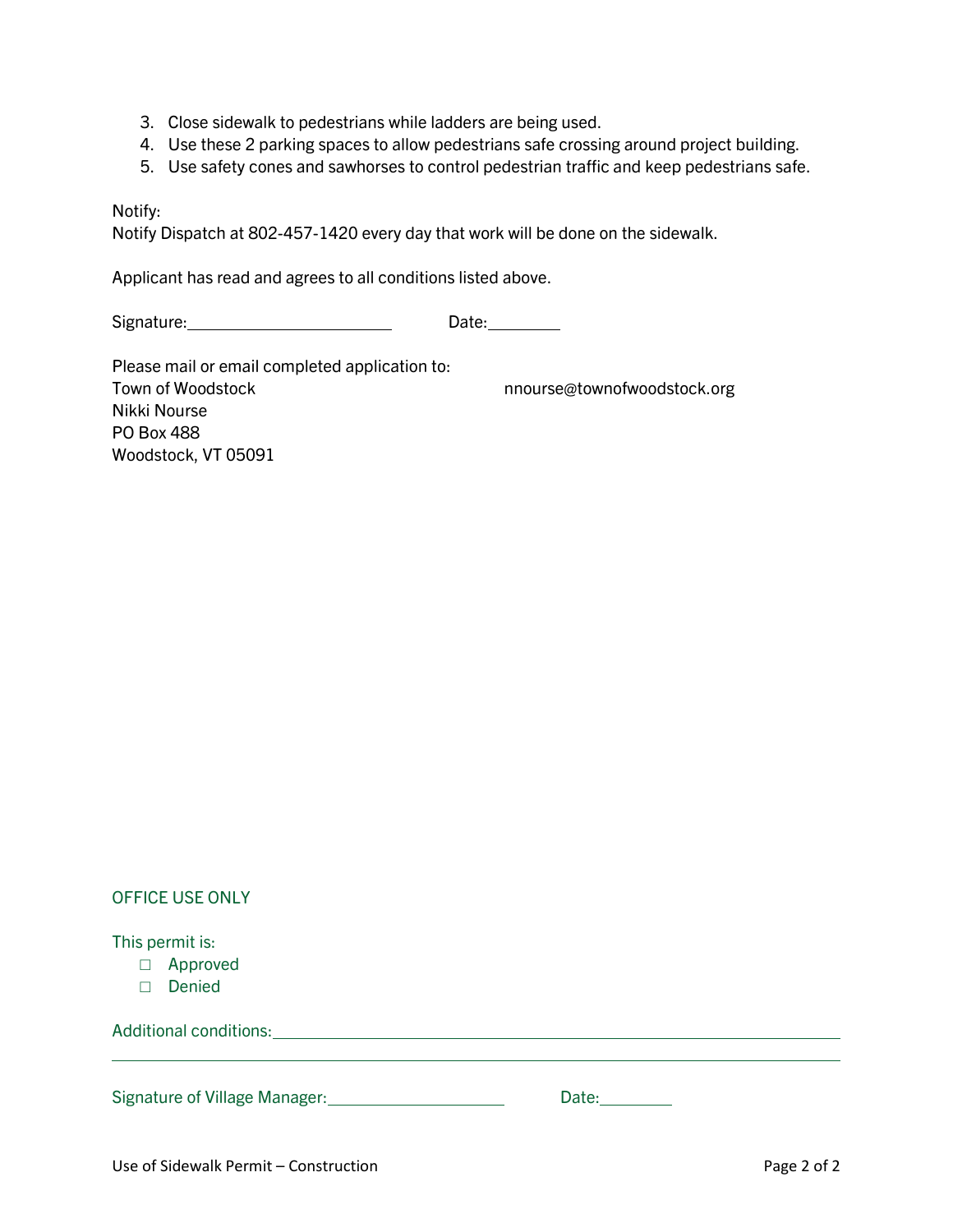3. Close sidewalk to pedestrians while ladders are being used.
4. Use these 2 parking spaces to allow pedestrians safe crossing around project building.
5. Use safety cones and sawhorses to control pedestrian traffic and keep pedestrians safe.

Notify:
Notify Dispatch at 802-457-1420 every day that work will be done on the sidewalk.

Applicant has read and agrees to all conditions listed above.

Signature:________________________ Date:________

Please mail or email completed application to:
Town of Woodstock
Nikki Nourse
PO Box 488
Woodstock, VT 05091

nnourse@townofwoodstock.org

OFFICE USE ONLY

This permit is:

- ☐ Approved
- ☐ Denied

Additional conditions:________________________________________________________________

____________________________________________________________________________

Signature of Village Manager:____________________ Date:________